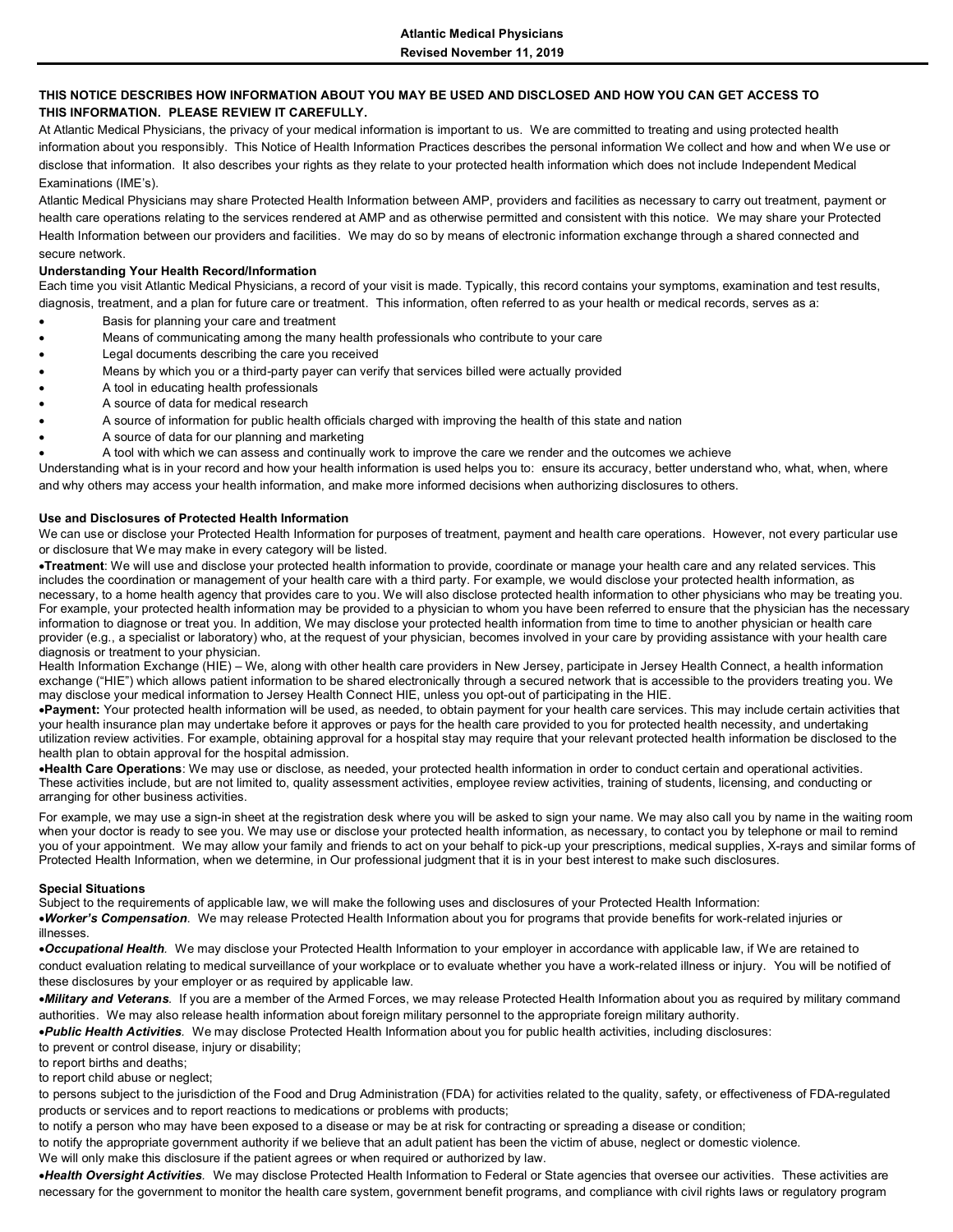**Atlantic Medical Physicians**

**Revised November 11, 2019**

**THIS NOTICE DESCRIBES HOW INFORMATION ABOUT YOU MAY BE USED AND DISCLOSED AND HOW YOU CAN GET ACCESS TO THIS INFORMATION. PLEASE REVIEW IT CAREFULLY.**

At Atlantic Medical Physicians, the privacy of your medical information is important to us. We are committed to treating and using protected health information about you responsibly. This Notice of Health Information Practices describes the personal information We collect and how and when We use or disclose that information. It also describes your rights as they relate to your protected health information which does not include Independent Medical Examinations (IME's).

Atlantic Medical Physicians may share Protected Health Information between AMP, providers and facilities as necessary to carry out treatment, payment or health care operations relating to the services rendered at AMP and as otherwise permitted and consistent with this notice. We may share your Protected Health Information between our providers and facilities. We may do so by means of electronic information exchange through a shared connected and secure network.

**Understanding Your Health Record/Information**

Each time you visit Atlantic Medical Physicians, a record of your visit is made. Typically, this record contains your symptoms, examination and test results, diagnosis, treatment, and a plan for future care or treatment. This information, often referred to as your health or medical records, serves as a:

- Basis for planning your care and treatment
- Means of communicating among the many health professionals who contribute to your care
- Legal documents describing the care you received
- Means by which you or a third-party payer can verify that services billed were actually provided
- A tool in educating health professionals
- A source of data for medical research
- A source of information for public health officials charged with improving the health of this state and nation
- A source of data for our planning and marketing
- A tool with which we can assess and continually work to improve the care we render and the outcomes we achieve

Understanding what is in your record and how your health information is used helps you to: ensure its accuracy, better understand who, what, when, where and why others may access your health information, and make more informed decisions when authorizing disclosures to others.

**Use and Disclosures of Protected Health Information**

We can use or disclose your Protected Health Information for purposes of treatment, payment and health care operations. However, not every particular use or disclosure that We may make in every category will be listed.

- **Treatment**: We will use and disclose your protected health information to provide, coordinate or manage your health care and any related services. This includes the coordination or management of your health care with a third party. For example, we would disclose your protected health information, as necessary, to a home health agency that provides care to you. We will also disclose protected health information to other physicians who may be treating you. For example, your protected health information may be provided to a physician to whom you have been referred to ensure that the physician has the necessary information to diagnose or treat you. In addition, We may disclose your protected health information from time to time to another physician or health care provider (e.g., a specialist or laboratory) who, at the request of your physician, becomes involved in your care by providing assistance with your health care diagnosis or treatment to your physician.

Health Information Exchange (HIE) – We, along with other health care providers in New Jersey, participate in Jersey Health Connect, a health information exchange ("HIE") which allows patient information to be shared electronically through a secured network that is accessible to the providers treating you. We may disclose your medical information to Jersey Health Connect HIE, unless you opt-out of participating in the HIE.

- **Payment:** Your protected health information will be used, as needed, to obtain payment for your health care services. This may include certain activities that your health insurance plan may undertake before it approves or pays for the health care provided to you for protected health necessity, and undertaking utilization review activities. For example, obtaining approval for a hospital stay may require that your relevant protected health information be disclosed to the health plan to obtain approval for the hospital admission.
- **Health Care Operations**: We may use or disclose, as needed, your protected health information in order to conduct certain and operational activities. These activities include, but are not limited to, quality assessment activities, employee review activities, training of students, licensing, and conducting or arranging for other business activities.

For example, we may use a sign-in sheet at the registration desk where you will be asked to sign your name. We may also call you by name in the waiting room when your doctor is ready to see you. We may use or disclose your protected health information, as necessary, to contact you by telephone or mail to remind you of your appointment. We may allow your family and friends to act on your behalf to pick-up your prescriptions, medical supplies, X-rays and similar forms of Protected Health Information, when we determine, in Our professional judgment that it is in your best interest to make such disclosures.

**Special Situations**

Subject to the requirements of applicable law, we will make the following uses and disclosures of your Protected Health Information:

- ***Worker's Compensation***. We may release Protected Health Information about you for programs that provide benefits for work-related injuries or illnesses.
- ***Occupational Health***. We may disclose your Protected Health Information to your employer in accordance with applicable law, if We are retained to conduct evaluation relating to medical surveillance of your workplace or to evaluate whether you have a work-related illness or injury. You will be notified of these disclosures by your employer or as required by applicable law.
- ***Military and Veterans***. If you are a member of the Armed Forces, we may release Protected Health Information about you as required by military command authorities. We may also release health information about foreign military personnel to the appropriate foreign military authority.
- ***Public Health Activities***. We may disclose Protected Health Information about you for public health activities, including disclosures:

to prevent or control disease, injury or disability;

to report births and deaths;

to report child abuse or neglect;

to persons subject to the jurisdiction of the Food and Drug Administration (FDA) for activities related to the quality, safety, or effectiveness of FDA-regulated products or services and to report reactions to medications or problems with products;

to notify a person who may have been exposed to a disease or may be at risk for contracting or spreading a disease or condition;

to notify the appropriate government authority if we believe that an adult patient has been the victim of abuse, neglect or domestic violence.

We will only make this disclosure if the patient agrees or when required or authorized by law.

- ***Health Oversight Activities***. We may disclose Protected Health Information to Federal or State agencies that oversee our activities. These activities are necessary for the government to monitor the health care system, government benefit programs, and compliance with civil rights laws or regulatory program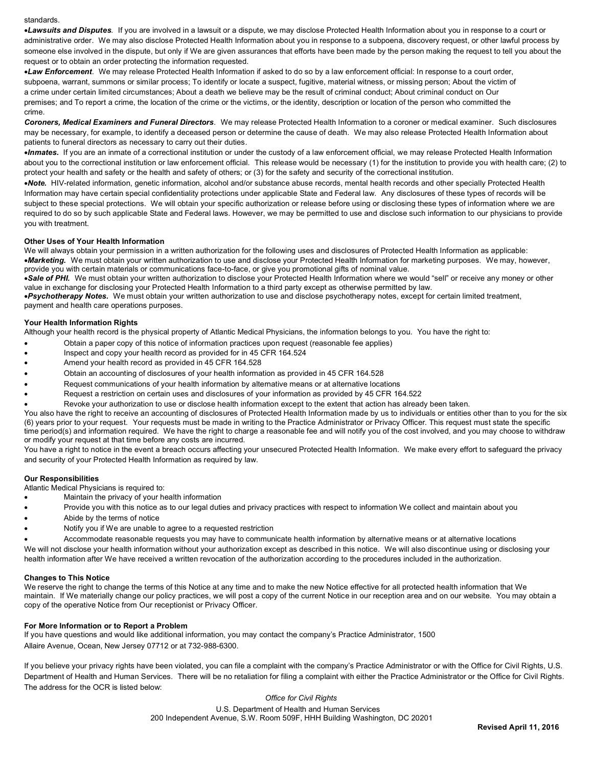standards.

•***Lawsuits and Disputes***. If you are involved in a lawsuit or a dispute, we may disclose Protected Health Information about you in response to a court or administrative order. We may also disclose Protected Health Information about you in response to a subpoena, discovery request, or other lawful process by someone else involved in the dispute, but only if We are given assurances that efforts have been made by the person making the request to tell you about the request or to obtain an order protecting the information requested.

•***Law Enforcement***. We may release Protected Health Information if asked to do so by a law enforcement official: In response to a court order, subpoena, warrant, summons or similar process; To identify or locate a suspect, fugitive, material witness, or missing person; About the victim of a crime under certain limited circumstances; About a death we believe may be the result of criminal conduct; About criminal conduct on Our premises; and To report a crime, the location of the crime or the victims, or the identity, description or location of the person who committed the crime.

***Coroners, Medical Examiners and Funeral Directors***. We may release Protected Health Information to a coroner or medical examiner. Such disclosures may be necessary, for example, to identify a deceased person or determine the cause of death. We may also release Protected Health Information about patients to funeral directors as necessary to carry out their duties.

•***Inmates.*** If you are an inmate of a correctional institution or under the custody of a law enforcement official, we may release Protected Health Information about you to the correctional institution or law enforcement official. This release would be necessary (1) for the institution to provide you with health care; (2) to protect your health and safety or the health and safety of others; or (3) for the safety and security of the correctional institution.

•***Note.*** HIV-related information, genetic information, alcohol and/or substance abuse records, mental health records and other specially Protected Health Information may have certain special confidentiality protections under applicable State and Federal law. Any disclosures of these types of records will be subject to these special protections. We will obtain your specific authorization or release before using or disclosing these types of information where we are required to do so by such applicable State and Federal laws. However, we may be permitted to use and disclose such information to our physicians to provide you with treatment.

**Other Uses of Your Health Information**

We will always obtain your permission in a written authorization for the following uses and disclosures of Protected Health Information as applicable:

•***Marketing.*** We must obtain your written authorization to use and disclose your Protected Health Information for marketing purposes. We may, however, provide you with certain materials or communications face-to-face, or give you promotional gifts of nominal value.

•***Sale of PHI.*** We must obtain your written authorization to disclose your Protected Health Information where we would "sell" or receive any money or other value in exchange for disclosing your Protected Health Information to a third party except as otherwise permitted by law.

•***Psychotherapy Notes.*** We must obtain your written authorization to use and disclose psychotherapy notes, except for certain limited treatment, payment and health care operations purposes.

**Your Health Information Rights**

Although your health record is the physical property of Atlantic Medical Physicians, the information belongs to you. You have the right to:

- Obtain a paper copy of this notice of information practices upon request (reasonable fee applies)
- Inspect and copy your health record as provided for in 45 CFR 164.524
- Amend your health record as provided in 45 CFR 164.528
- Obtain an accounting of disclosures of your health information as provided in 45 CFR 164.528
- Request communications of your health information by alternative means or at alternative locations
- Request a restriction on certain uses and disclosures of your information as provided by 45 CFR 164.522
- Revoke your authorization to use or disclose health information except to the extent that action has already been taken.

You also have the right to receive an accounting of disclosures of Protected Health Information made by us to individuals or entities other than to you for the six (6) years prior to your request. Your requests must be made in writing to the Practice Administrator or Privacy Officer. This request must state the specific time period(s) and information required. We have the right to charge a reasonable fee and will notify you of the cost involved, and you may choose to withdraw or modify your request at that time before any costs are incurred.

You have a right to notice in the event a breach occurs affecting your unsecured Protected Health Information. We make every effort to safeguard the privacy and security of your Protected Health Information as required by law.

**Our Responsibilities**

Atlantic Medical Physicians is required to:

- Maintain the privacy of your health information
- Provide you with this notice as to our legal duties and privacy practices with respect to information We collect and maintain about you
- Abide by the terms of notice
- Notify you if We are unable to agree to a requested restriction
- Accommodate reasonable requests you may have to communicate health information by alternative means or at alternative locations

We will not disclose your health information without your authorization except as described in this notice. We will also discontinue using or disclosing your health information after We have received a written revocation of the authorization according to the procedures included in the authorization.

**Changes to This Notice**

We reserve the right to change the terms of this Notice at any time and to make the new Notice effective for all protected health information that We maintain. If We materially change our policy practices, we will post a copy of the current Notice in our reception area and on our website. You may obtain a copy of the operative Notice from Our receptionist or Privacy Officer.

**For More Information or to Report a Problem**

If you have questions and would like additional information, you may contact the company's Practice Administrator, 1500 Allaire Avenue, Ocean, New Jersey 07712 or at 732-988-6300.

If you believe your privacy rights have been violated, you can file a complaint with the company's Practice Administrator or with the Office for Civil Rights, U.S. Department of Health and Human Services. There will be no retaliation for filing a complaint with either the Practice Administrator or the Office for Civil Rights. The address for the OCR is listed below:

*Office for Civil Rights*

U.S. Department of Health and Human Services
200 Independent Avenue, S.W. Room 509F, HHH Building Washington, DC 20201

**Revised April 11, 2016**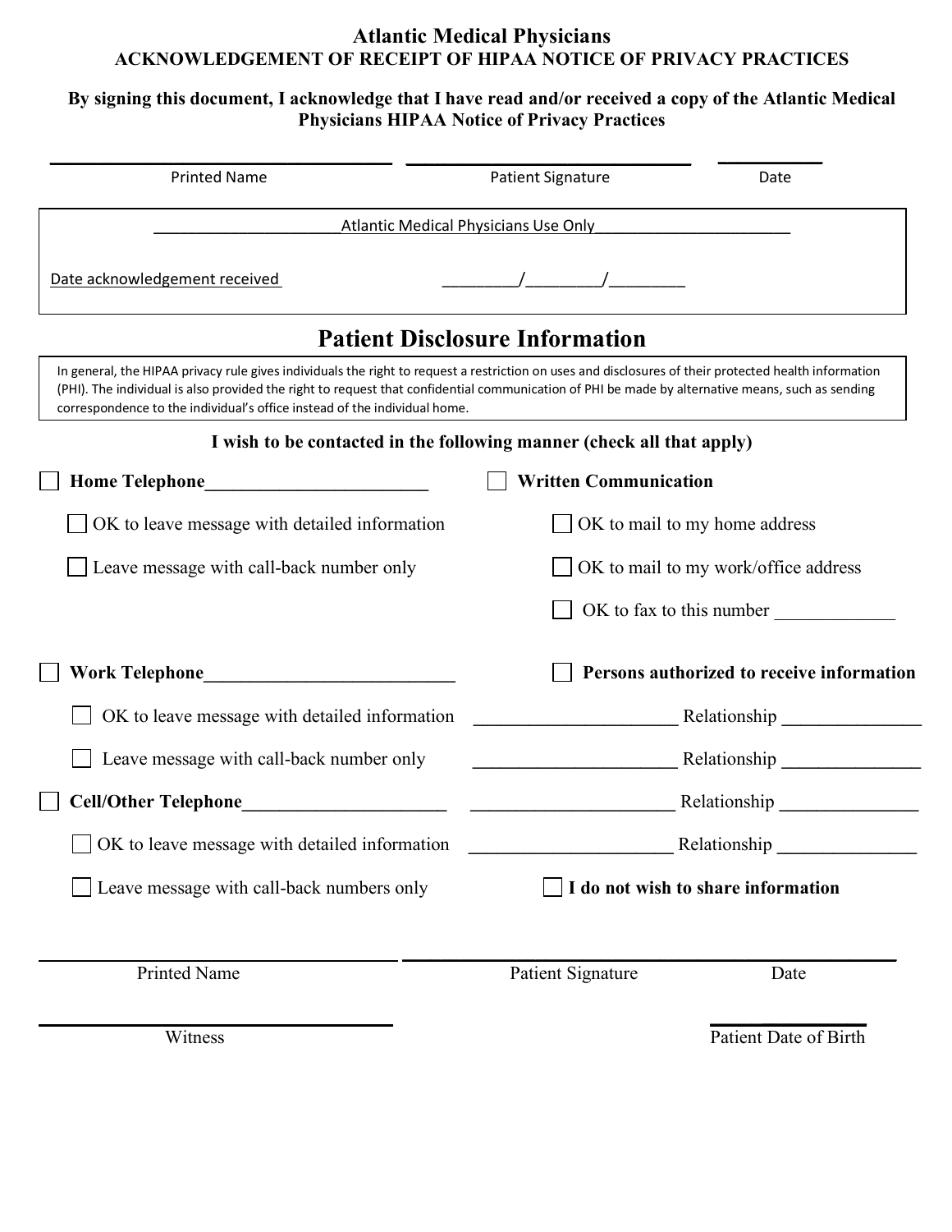# Atlantic Medical Physicians

## ACKNOWLEDGEMENT OF RECEIPT OF HIPAA NOTICE OF PRIVACY PRACTICES

**By signing this document, I acknowledge that I have read and/or received a copy of the Atlantic Medical Physicians HIPAA Notice of Privacy Practices**

| | | |
|---|---|---|
| ______________________________ | ______________________________ | __________ |
| Printed Name | Patient Signature | Date |

______________________Atlantic Medical Physicians Use Only______________________

Date acknowledgement received ________/________/________

## Patient Disclosure Information

In general, the HIPAA privacy rule gives individuals the right to request a restriction on uses and disclosures of their protected health information (PHI). The individual is also provided the right to request that confidential communication of PHI be made by alternative means, such as sending correspondence to the individual's office instead of the individual home.

**I wish to be contacted in the following manner (check all that apply)**

☐ **Home Telephone**________________________

- ☐ OK to leave message with detailed information
- ☐ Leave message with call-back number only

☐ **Work Telephone**__________________________

- ☐ OK to leave message with detailed information
- ☐ Leave message with call-back number only

☐ **Cell/Other Telephone**_____________________

- ☐ OK to leave message with detailed information
- ☐ Leave message with call-back numbers only

☐ **Written Communication**

- ☐ OK to mail to my home address
- ☐ OK to mail to my work/office address
- ☐ OK to fax to this number ____________

☐ **Persons authorized to receive information**

_____________________ Relationship _______________

_____________________ Relationship _______________

_____________________ Relationship _______________

_____________________ Relationship _______________

☐ **I do not wish to share information**

| | | |
|---|---|---|
| ______________________________ | ______________________________ | __________ |
| Printed Name | Patient Signature | Date |
| ______________________________ | | __________ |
| Witness | | Patient Date of Birth |